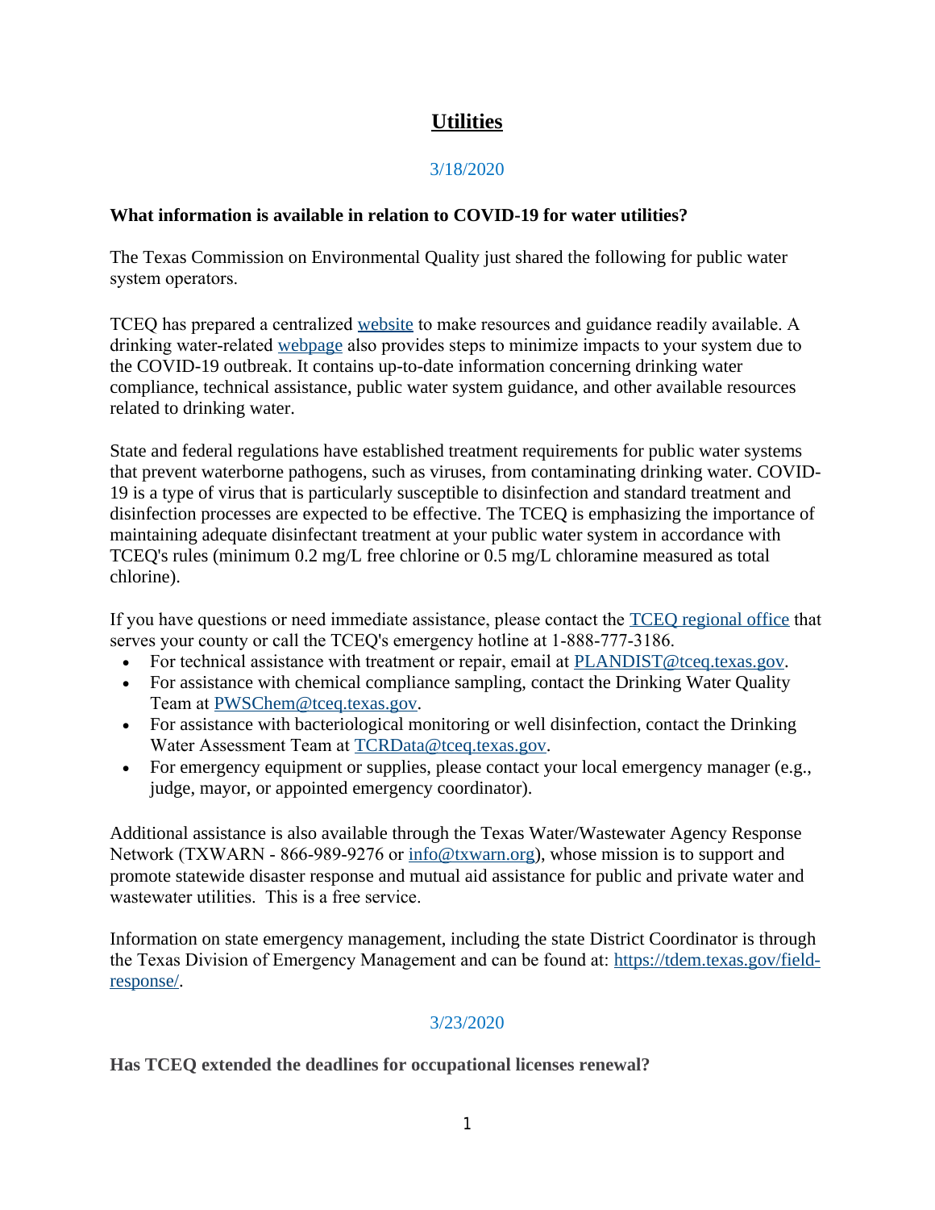# Utilities

3/18/2020

**What information is available in relation to COVID-19 for water utilities?**

The Texas Commission on Environmental Quality just shared the following for public water system operators.

TCEQ has prepared a centralized website to make resources and guidance readily available. A drinking water-related webpage also provides steps to minimize impacts to your system due to the COVID-19 outbreak. It contains up-to-date information concerning drinking water compliance, technical assistance, public water system guidance, and other available resources related to drinking water.

State and federal regulations have established treatment requirements for public water systems that prevent waterborne pathogens, such as viruses, from contaminating drinking water. COVID-19 is a type of virus that is particularly susceptible to disinfection and standard treatment and disinfection processes are expected to be effective. The TCEQ is emphasizing the importance of maintaining adequate disinfectant treatment at your public water system in accordance with TCEQ's rules (minimum 0.2 mg/L free chlorine or 0.5 mg/L chloramine measured as total chlorine).

If you have questions or need immediate assistance, please contact the TCEQ regional office that serves your county or call the TCEQ's emergency hotline at 1-888-777-3186.

- For technical assistance with treatment or repair, email at PLANDIST@tceq.texas.gov.
- For assistance with chemical compliance sampling, contact the Drinking Water Quality Team at PWSChem@tceq.texas.gov.
- For assistance with bacteriological monitoring or well disinfection, contact the Drinking Water Assessment Team at TCRData@tceq.texas.gov.
- For emergency equipment or supplies, please contact your local emergency manager (e.g., judge, mayor, or appointed emergency coordinator).

Additional assistance is also available through the Texas Water/Wastewater Agency Response Network (TXWARN - 866-989-9276 or info@txwarn.org), whose mission is to support and promote statewide disaster response and mutual aid assistance for public and private water and wastewater utilities. This is a free service.

Information on state emergency management, including the state District Coordinator is through the Texas Division of Emergency Management and can be found at: https://tdem.texas.gov/field-response/.

3/23/2020

**Has TCEQ extended the deadlines for occupational licenses renewal?**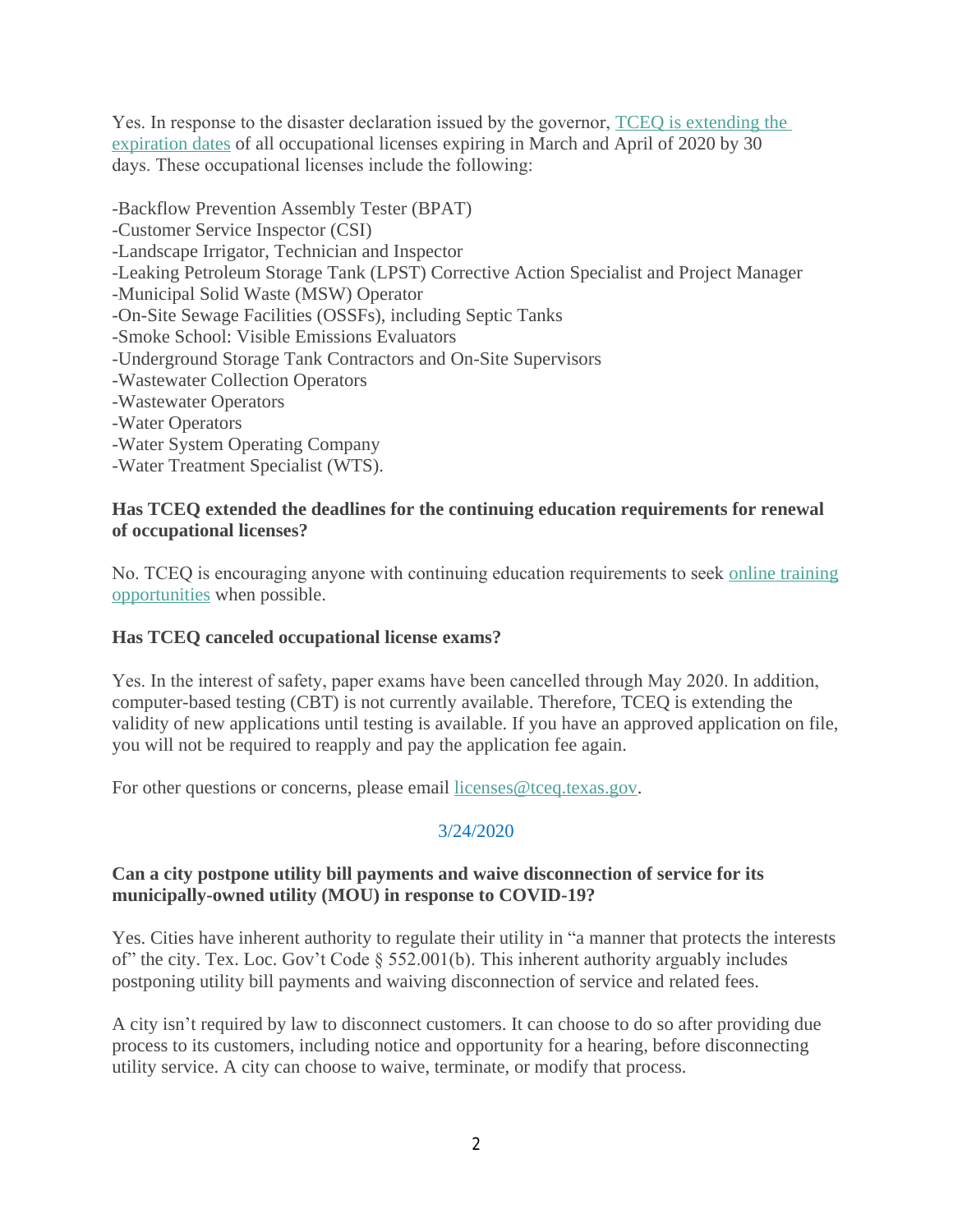Yes. In response to the disaster declaration issued by the governor, [TCEQ is extending the expiration dates]() of all occupational licenses expiring in March and April of 2020 by 30 days. These occupational licenses include the following:

-Backflow Prevention Assembly Tester (BPAT)
-Customer Service Inspector (CSI)
-Landscape Irrigator, Technician and Inspector
-Leaking Petroleum Storage Tank (LPST) Corrective Action Specialist and Project Manager
-Municipal Solid Waste (MSW) Operator
-On-Site Sewage Facilities (OSSFs), including Septic Tanks
-Smoke School: Visible Emissions Evaluators
-Underground Storage Tank Contractors and On-Site Supervisors
-Wastewater Collection Operators
-Wastewater Operators
-Water Operators
-Water System Operating Company
-Water Treatment Specialist (WTS).

**Has TCEQ extended the deadlines for the continuing education requirements for renewal of occupational licenses?**

No. TCEQ is encouraging anyone with continuing education requirements to seek [online training opportunities]() when possible.

**Has TCEQ canceled occupational license exams?**

Yes. In the interest of safety, paper exams have been cancelled through May 2020. In addition, computer-based testing (CBT) is not currently available. Therefore, TCEQ is extending the validity of new applications until testing is available. If you have an approved application on file, you will not be required to reapply and pay the application fee again.

For other questions or concerns, please email [licenses@tceq.texas.gov]().

3/24/2020

**Can a city postpone utility bill payments and waive disconnection of service for its municipally-owned utility (MOU) in response to COVID-19?**

Yes. Cities have inherent authority to regulate their utility in "a manner that protects the interests of" the city. Tex. Loc. Gov't Code § 552.001(b). This inherent authority arguably includes postponing utility bill payments and waiving disconnection of service and related fees.

A city isn't required by law to disconnect customers. It can choose to do so after providing due process to its customers, including notice and opportunity for a hearing, before disconnecting utility service. A city can choose to waive, terminate, or modify that process.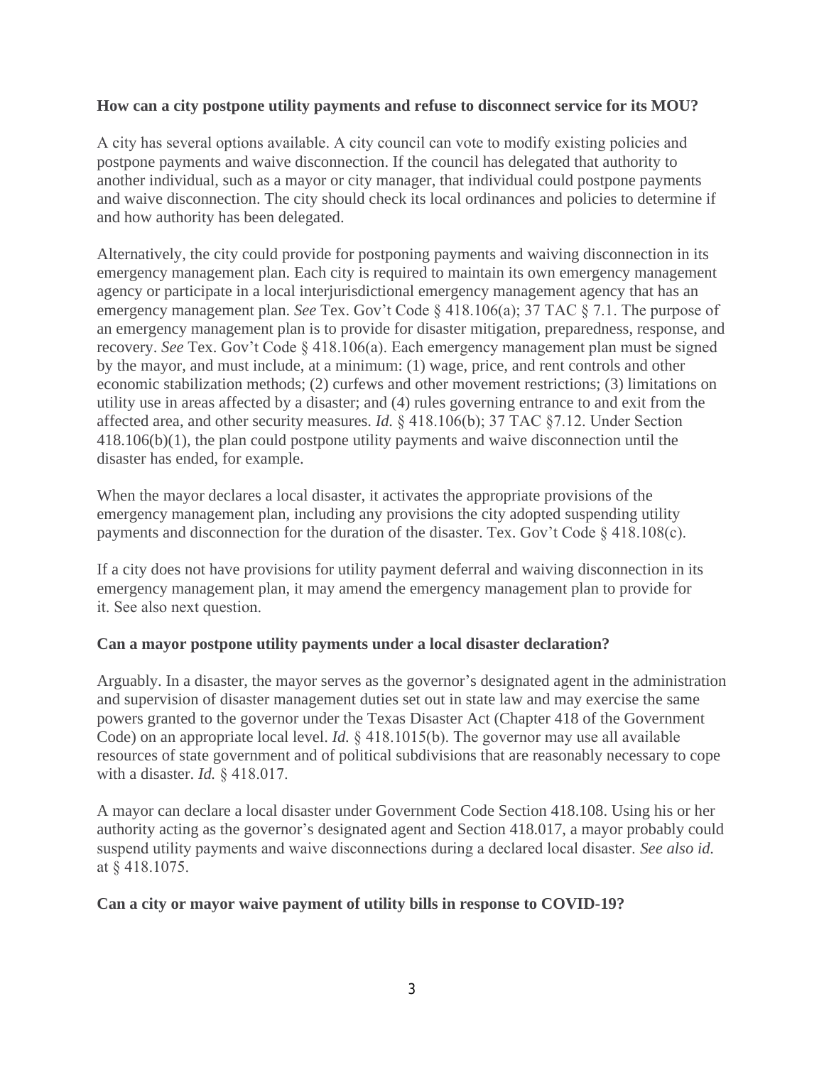**How can a city postpone utility payments and refuse to disconnect service for its MOU?**

A city has several options available. A city council can vote to modify existing policies and postpone payments and waive disconnection. If the council has delegated that authority to another individual, such as a mayor or city manager, that individual could postpone payments and waive disconnection. The city should check its local ordinances and policies to determine if and how authority has been delegated.

Alternatively, the city could provide for postponing payments and waiving disconnection in its emergency management plan. Each city is required to maintain its own emergency management agency or participate in a local interjurisdictional emergency management agency that has an emergency management plan. *See* Tex. Gov't Code § 418.106(a); 37 TAC § 7.1. The purpose of an emergency management plan is to provide for disaster mitigation, preparedness, response, and recovery. *See* Tex. Gov't Code § 418.106(a). Each emergency management plan must be signed by the mayor, and must include, at a minimum: (1) wage, price, and rent controls and other economic stabilization methods; (2) curfews and other movement restrictions; (3) limitations on utility use in areas affected by a disaster; and (4) rules governing entrance to and exit from the affected area, and other security measures. *Id.* § 418.106(b); 37 TAC §7.12. Under Section 418.106(b)(1), the plan could postpone utility payments and waive disconnection until the disaster has ended, for example.

When the mayor declares a local disaster, it activates the appropriate provisions of the emergency management plan, including any provisions the city adopted suspending utility payments and disconnection for the duration of the disaster. Tex. Gov't Code § 418.108(c).

If a city does not have provisions for utility payment deferral and waiving disconnection in its emergency management plan, it may amend the emergency management plan to provide for it. See also next question.

**Can a mayor postpone utility payments under a local disaster declaration?**

Arguably. In a disaster, the mayor serves as the governor's designated agent in the administration and supervision of disaster management duties set out in state law and may exercise the same powers granted to the governor under the Texas Disaster Act (Chapter 418 of the Government Code) on an appropriate local level. *Id.* § 418.1015(b). The governor may use all available resources of state government and of political subdivisions that are reasonably necessary to cope with a disaster. *Id.* § 418.017.

A mayor can declare a local disaster under Government Code Section 418.108. Using his or her authority acting as the governor's designated agent and Section 418.017, a mayor probably could suspend utility payments and waive disconnections during a declared local disaster. *See also id.* at § 418.1075.

**Can a city or mayor waive payment of utility bills in response to COVID-19?**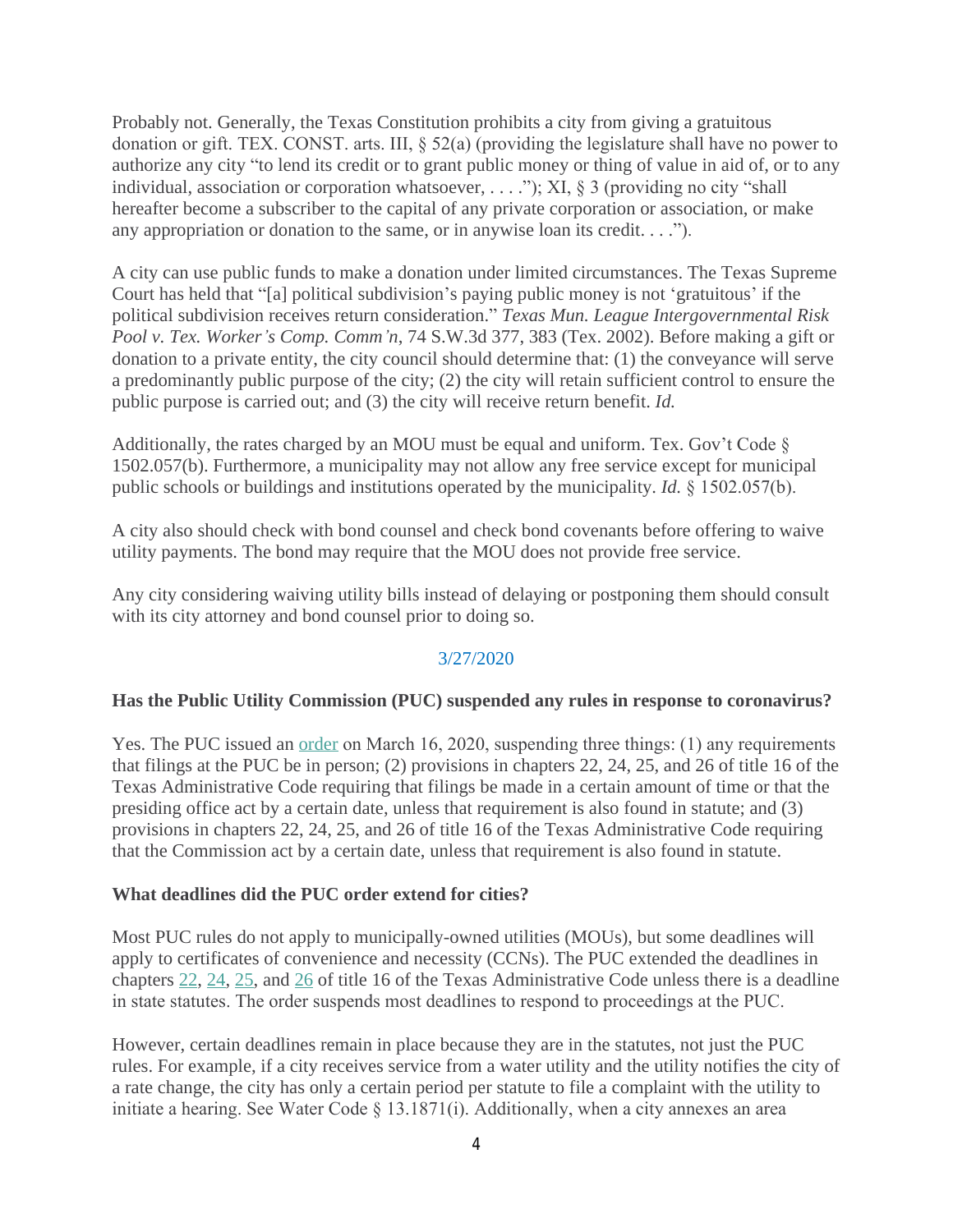Probably not. Generally, the Texas Constitution prohibits a city from giving a gratuitous donation or gift. TEX. CONST. arts. III, § 52(a) (providing the legislature shall have no power to authorize any city "to lend its credit or to grant public money or thing of value in aid of, or to any individual, association or corporation whatsoever, . . . ."); XI, § 3 (providing no city "shall hereafter become a subscriber to the capital of any private corporation or association, or make any appropriation or donation to the same, or in anywise loan its credit. . . .").

A city can use public funds to make a donation under limited circumstances. The Texas Supreme Court has held that "[a] political subdivision's paying public money is not 'gratuitous' if the political subdivision receives return consideration." *Texas Mun. League Intergovernmental Risk Pool v. Tex. Worker's Comp. Comm'n*, 74 S.W.3d 377, 383 (Tex. 2002). Before making a gift or donation to a private entity, the city council should determine that: (1) the conveyance will serve a predominantly public purpose of the city; (2) the city will retain sufficient control to ensure the public purpose is carried out; and (3) the city will receive return benefit. *Id.*

Additionally, the rates charged by an MOU must be equal and uniform. Tex. Gov't Code § 1502.057(b). Furthermore, a municipality may not allow any free service except for municipal public schools or buildings and institutions operated by the municipality. *Id.* § 1502.057(b).

A city also should check with bond counsel and check bond covenants before offering to waive utility payments. The bond may require that the MOU does not provide free service.

Any city considering waiving utility bills instead of delaying or postponing them should consult with its city attorney and bond counsel prior to doing so.

3/27/2020

**Has the Public Utility Commission (PUC) suspended any rules in response to coronavirus?**

Yes. The PUC issued an order on March 16, 2020, suspending three things: (1) any requirements that filings at the PUC be in person; (2) provisions in chapters 22, 24, 25, and 26 of title 16 of the Texas Administrative Code requiring that filings be made in a certain amount of time or that the presiding office act by a certain date, unless that requirement is also found in statute; and (3) provisions in chapters 22, 24, 25, and 26 of title 16 of the Texas Administrative Code requiring that the Commission act by a certain date, unless that requirement is also found in statute.

**What deadlines did the PUC order extend for cities?**

Most PUC rules do not apply to municipally-owned utilities (MOUs), but some deadlines will apply to certificates of convenience and necessity (CCNs). The PUC extended the deadlines in chapters 22, 24, 25, and 26 of title 16 of the Texas Administrative Code unless there is a deadline in state statutes. The order suspends most deadlines to respond to proceedings at the PUC.

However, certain deadlines remain in place because they are in the statutes, not just the PUC rules. For example, if a city receives service from a water utility and the utility notifies the city of a rate change, the city has only a certain period per statute to file a complaint with the utility to initiate a hearing. See Water Code § 13.1871(i). Additionally, when a city annexes an area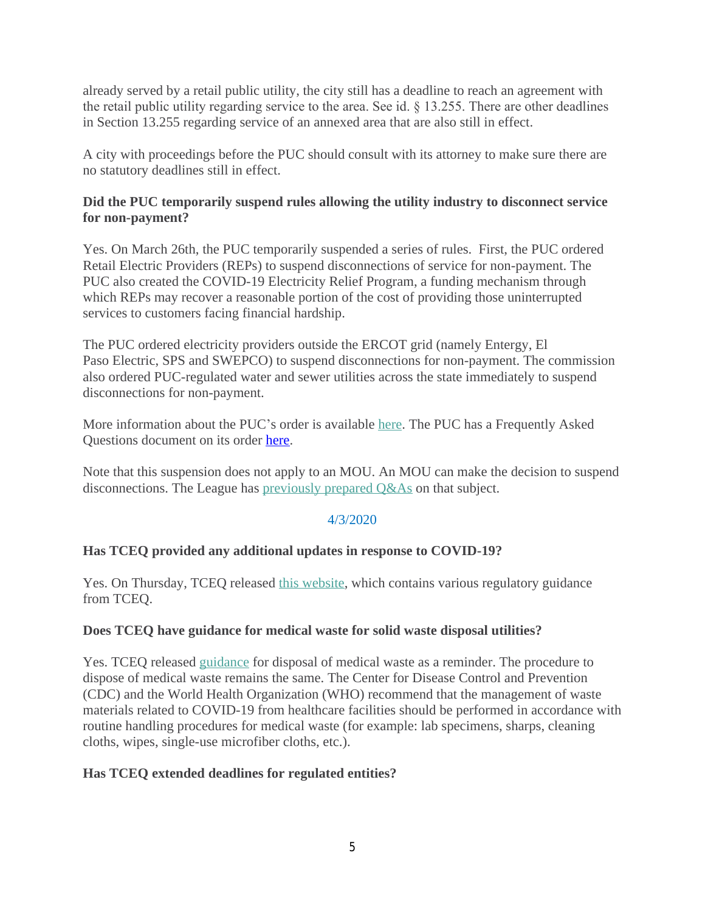already served by a retail public utility, the city still has a deadline to reach an agreement with the retail public utility regarding service to the area. See id. § 13.255. There are other deadlines in Section 13.255 regarding service of an annexed area that are also still in effect.

A city with proceedings before the PUC should consult with its attorney to make sure there are no statutory deadlines still in effect.

**Did the PUC temporarily suspend rules allowing the utility industry to disconnect service for non-payment?**

Yes. On March 26th, the PUC temporarily suspended a series of rules. First, the PUC ordered Retail Electric Providers (REPs) to suspend disconnections of service for non-payment. The PUC also created the COVID-19 Electricity Relief Program, a funding mechanism through which REPs may recover a reasonable portion of the cost of providing those uninterrupted services to customers facing financial hardship.

The PUC ordered electricity providers outside the ERCOT grid (namely Entergy, El Paso Electric, SPS and SWEPCO) to suspend disconnections for non-payment. The commission also ordered PUC-regulated water and sewer utilities across the state immediately to suspend disconnections for non-payment.

More information about the PUC's order is available here. The PUC has a Frequently Asked Questions document on its order here.

Note that this suspension does not apply to an MOU. An MOU can make the decision to suspend disconnections. The League has previously prepared Q&As on that subject.

4/3/2020

**Has TCEQ provided any additional updates in response to COVID-19?**

Yes. On Thursday, TCEQ released this website, which contains various regulatory guidance from TCEQ.

**Does TCEQ have guidance for medical waste for solid waste disposal utilities?**

Yes. TCEQ released guidance for disposal of medical waste as a reminder. The procedure to dispose of medical waste remains the same. The Center for Disease Control and Prevention (CDC) and the World Health Organization (WHO) recommend that the management of waste materials related to COVID-19 from healthcare facilities should be performed in accordance with routine handling procedures for medical waste (for example: lab specimens, sharps, cleaning cloths, wipes, single-use microfiber cloths, etc.).

**Has TCEQ extended deadlines for regulated entities?**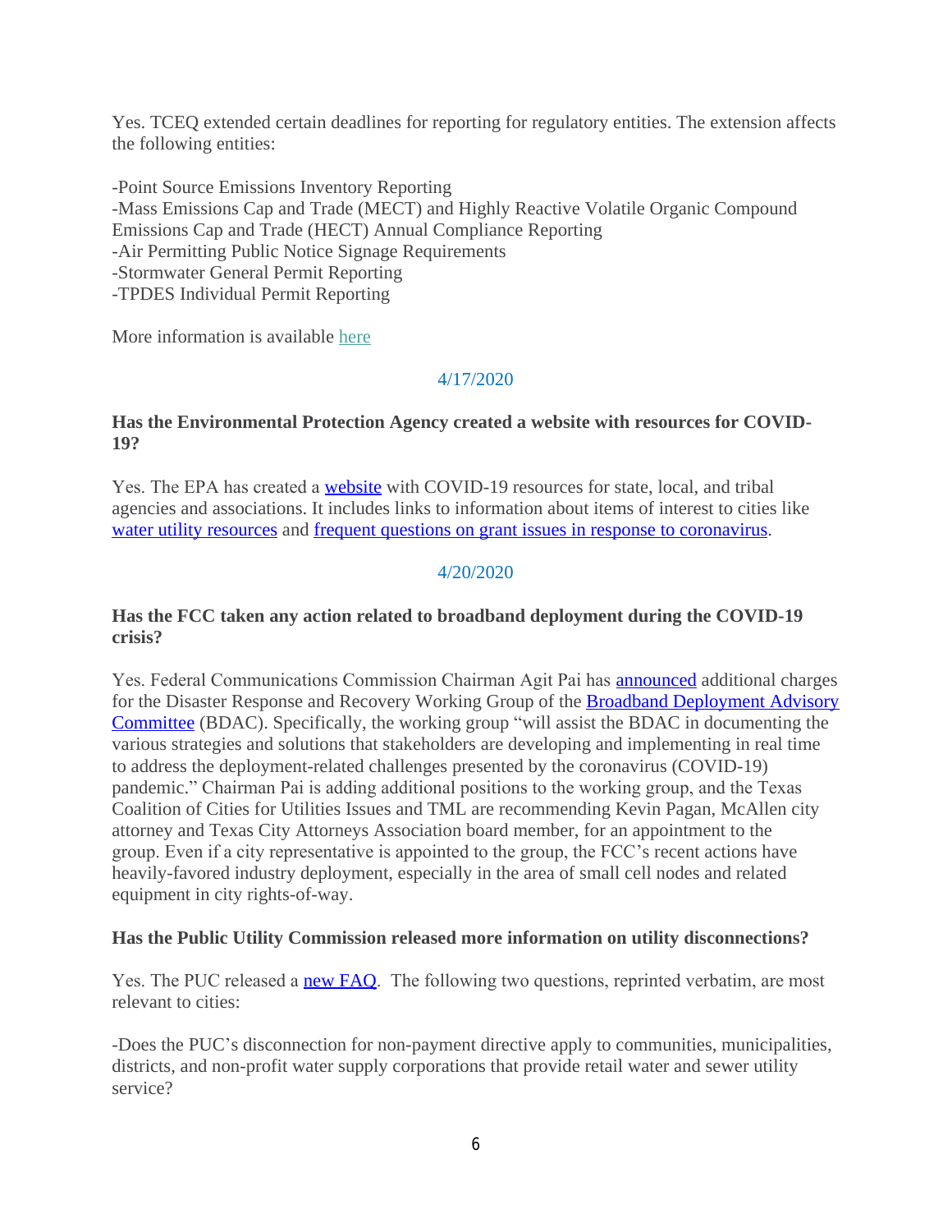Yes. TCEQ extended certain deadlines for reporting for regulatory entities. The extension affects the following entities:

-Point Source Emissions Inventory Reporting
-Mass Emissions Cap and Trade (MECT) and Highly Reactive Volatile Organic Compound Emissions Cap and Trade (HECT) Annual Compliance Reporting
-Air Permitting Public Notice Signage Requirements
-Stormwater General Permit Reporting
-TPDES Individual Permit Reporting

More information is available here

4/17/2020

**Has the Environmental Protection Agency created a website with resources for COVID-19?**

Yes. The EPA has created a website with COVID-19 resources for state, local, and tribal agencies and associations. It includes links to information about items of interest to cities like water utility resources and frequent questions on grant issues in response to coronavirus.

4/20/2020

**Has the FCC taken any action related to broadband deployment during the COVID-19 crisis?**

Yes. Federal Communications Commission Chairman Agit Pai has announced additional charges for the Disaster Response and Recovery Working Group of the Broadband Deployment Advisory Committee (BDAC). Specifically, the working group "will assist the BDAC in documenting the various strategies and solutions that stakeholders are developing and implementing in real time to address the deployment-related challenges presented by the coronavirus (COVID-19) pandemic." Chairman Pai is adding additional positions to the working group, and the Texas Coalition of Cities for Utilities Issues and TML are recommending Kevin Pagan, McAllen city attorney and Texas City Attorneys Association board member, for an appointment to the group. Even if a city representative is appointed to the group, the FCC's recent actions have heavily-favored industry deployment, especially in the area of small cell nodes and related equipment in city rights-of-way.

**Has the Public Utility Commission released more information on utility disconnections?**

Yes. The PUC released a new FAQ. The following two questions, reprinted verbatim, are most relevant to cities:

-Does the PUC's disconnection for non-payment directive apply to communities, municipalities, districts, and non-profit water supply corporations that provide retail water and sewer utility service?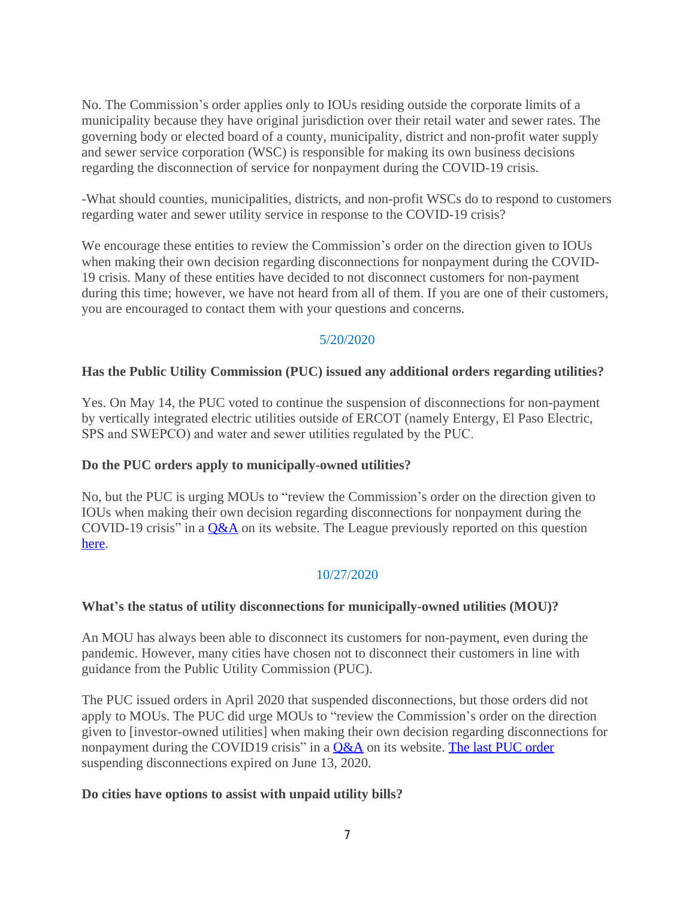No. The Commission's order applies only to IOUs residing outside the corporate limits of a municipality because they have original jurisdiction over their retail water and sewer rates. The governing body or elected board of a county, municipality, district and non-profit water supply and sewer service corporation (WSC) is responsible for making its own business decisions regarding the disconnection of service for nonpayment during the COVID-19 crisis.

-What should counties, municipalities, districts, and non-profit WSCs do to respond to customers regarding water and sewer utility service in response to the COVID-19 crisis?

We encourage these entities to review the Commission's order on the direction given to IOUs when making their own decision regarding disconnections for nonpayment during the COVID-19 crisis. Many of these entities have decided to not disconnect customers for non-payment during this time; however, we have not heard from all of them. If you are one of their customers, you are encouraged to contact them with your questions and concerns.

5/20/2020

**Has the Public Utility Commission (PUC) issued any additional orders regarding utilities?**

Yes. On May 14, the PUC voted to continue the suspension of disconnections for non-payment by vertically integrated electric utilities outside of ERCOT (namely Entergy, El Paso Electric, SPS and SWEPCO) and water and sewer utilities regulated by the PUC.

**Do the PUC orders apply to municipally-owned utilities?**

No, but the PUC is urging MOUs to "review the Commission's order on the direction given to IOUs when making their own decision regarding disconnections for nonpayment during the COVID-19 crisis" in a Q&A on its website. The League previously reported on this question here.

10/27/2020

**What's the status of utility disconnections for municipally-owned utilities (MOU)?**

An MOU has always been able to disconnect its customers for non-payment, even during the pandemic. However, many cities have chosen not to disconnect their customers in line with guidance from the Public Utility Commission (PUC).

The PUC issued orders in April 2020 that suspended disconnections, but those orders did not apply to MOUs. The PUC did urge MOUs to "review the Commission's order on the direction given to [investor-owned utilities] when making their own decision regarding disconnections for nonpayment during the COVID19 crisis" in a Q&A on its website. The last PUC order suspending disconnections expired on June 13, 2020.

**Do cities have options to assist with unpaid utility bills?**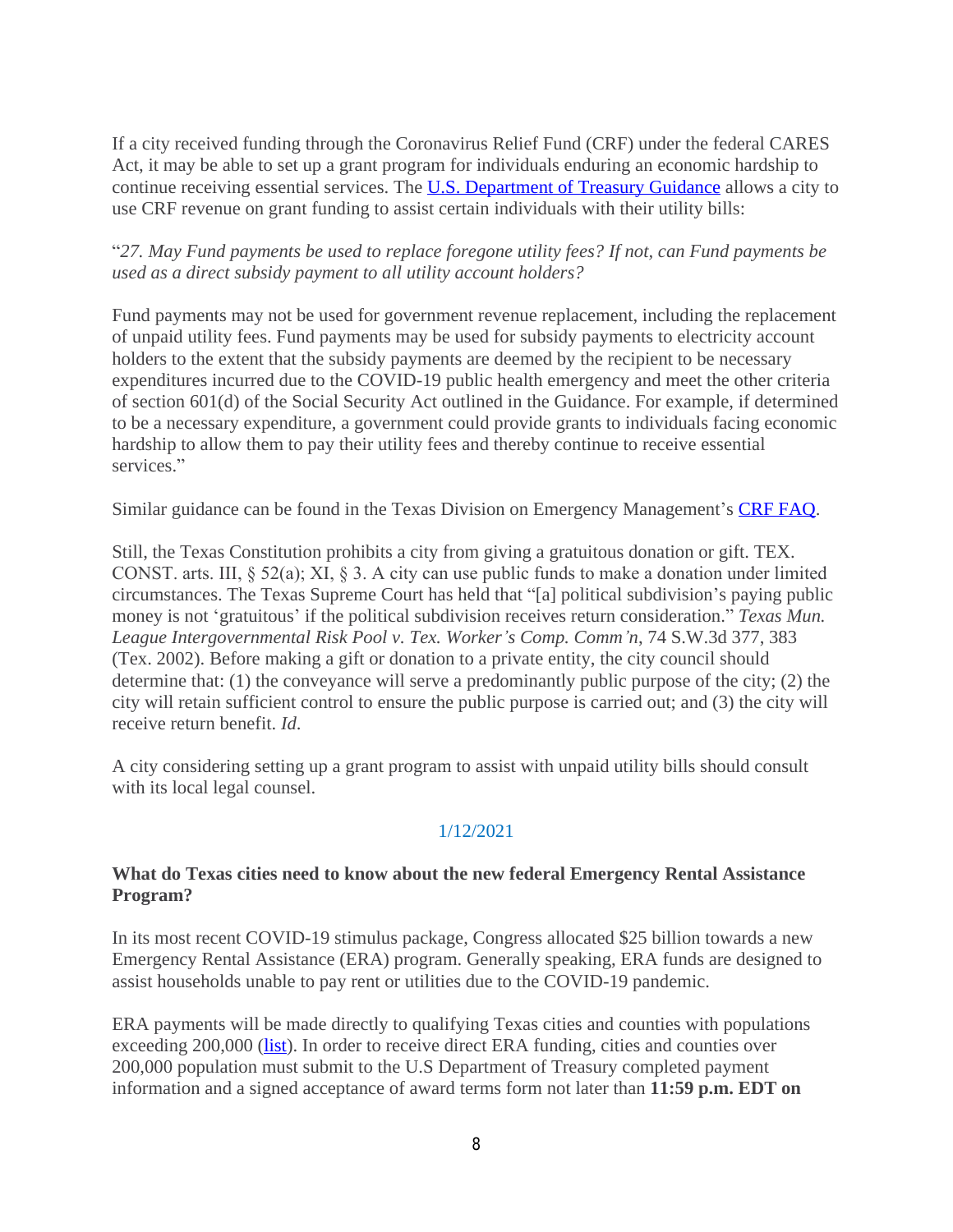If a city received funding through the Coronavirus Relief Fund (CRF) under the federal CARES Act, it may be able to set up a grant program for individuals enduring an economic hardship to continue receiving essential services. The [U.S. Department of Treasury Guidance]() allows a city to use CRF revenue on grant funding to assist certain individuals with their utility bills:

"*27. May Fund payments be used to replace foregone utility fees? If not, can Fund payments be used as a direct subsidy payment to all utility account holders?*

Fund payments may not be used for government revenue replacement, including the replacement of unpaid utility fees. Fund payments may be used for subsidy payments to electricity account holders to the extent that the subsidy payments are deemed by the recipient to be necessary expenditures incurred due to the COVID-19 public health emergency and meet the other criteria of section 601(d) of the Social Security Act outlined in the Guidance. For example, if determined to be a necessary expenditure, a government could provide grants to individuals facing economic hardship to allow them to pay their utility fees and thereby continue to receive essential services."

Similar guidance can be found in the Texas Division on Emergency Management's [CRF FAQ]().

Still, the Texas Constitution prohibits a city from giving a gratuitous donation or gift. TEX. CONST. arts. III, § 52(a); XI, § 3. A city can use public funds to make a donation under limited circumstances. The Texas Supreme Court has held that "[a] political subdivision's paying public money is not 'gratuitous' if the political subdivision receives return consideration." *Texas Mun. League Intergovernmental Risk Pool v. Tex. Worker's Comp. Comm'n*, 74 S.W.3d 377, 383 (Tex. 2002). Before making a gift or donation to a private entity, the city council should determine that: (1) the conveyance will serve a predominantly public purpose of the city; (2) the city will retain sufficient control to ensure the public purpose is carried out; and (3) the city will receive return benefit. *Id.*

A city considering setting up a grant program to assist with unpaid utility bills should consult with its local legal counsel.

1/12/2021

**What do Texas cities need to know about the new federal Emergency Rental Assistance Program?**

In its most recent COVID-19 stimulus package, Congress allocated $25 billion towards a new Emergency Rental Assistance (ERA) program. Generally speaking, ERA funds are designed to assist households unable to pay rent or utilities due to the COVID-19 pandemic.

ERA payments will be made directly to qualifying Texas cities and counties with populations exceeding 200,000 ([list]()). In order to receive direct ERA funding, cities and counties over 200,000 population must submit to the U.S Department of Treasury completed payment information and a signed acceptance of award terms form not later than **11:59 p.m. EDT on**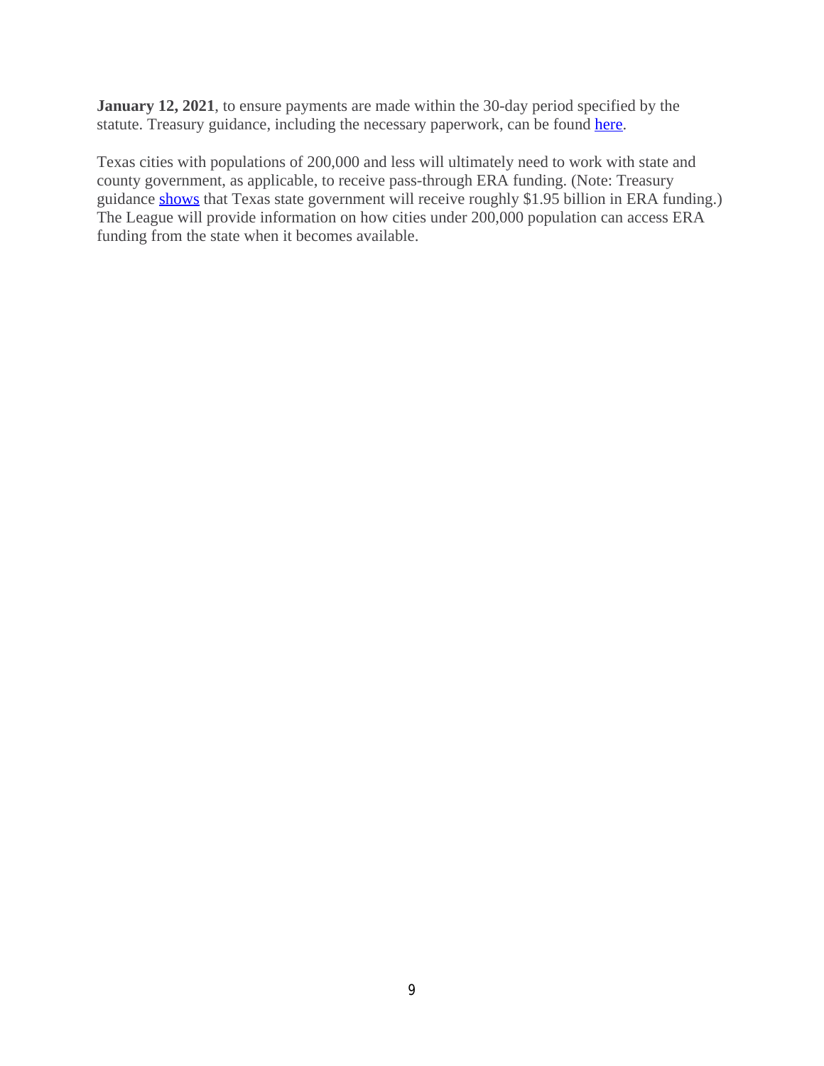**January 12, 2021**, to ensure payments are made within the 30-day period specified by the statute. Treasury guidance, including the necessary paperwork, can be found here.

Texas cities with populations of 200,000 and less will ultimately need to work with state and county government, as applicable, to receive pass-through ERA funding. (Note: Treasury guidance shows that Texas state government will receive roughly $1.95 billion in ERA funding.) The League will provide information on how cities under 200,000 population can access ERA funding from the state when it becomes available.